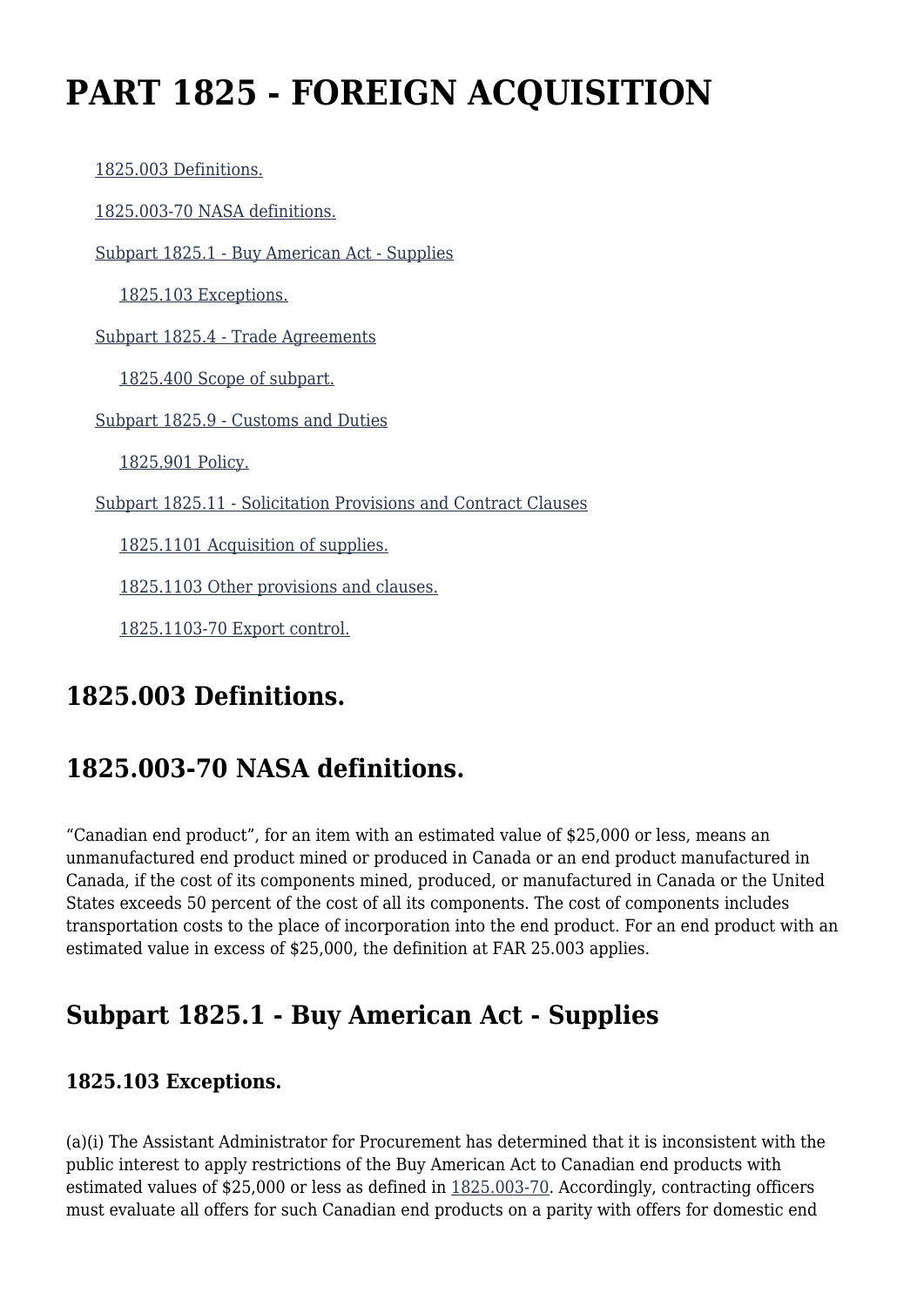# PART 1825 - FOREIGN ACQUISITION

- 1825.003 Definitions.
- 1825.003-70 NASA definitions.
- Subpart 1825.1 - Buy American Act - Supplies
  - 1825.103 Exceptions.
- Subpart 1825.4 - Trade Agreements
  - 1825.400 Scope of subpart.
- Subpart 1825.9 - Customs and Duties
  - 1825.901 Policy.
- Subpart 1825.11 - Solicitation Provisions and Contract Clauses
  - 1825.1101 Acquisition of supplies.
  - 1825.1103 Other provisions and clauses.
  - 1825.1103-70 Export control.

## 1825.003 Definitions.

## 1825.003-70 NASA definitions.

"Canadian end product", for an item with an estimated value of $25,000 or less, means an unmanufactured end product mined or produced in Canada or an end product manufactured in Canada, if the cost of its components mined, produced, or manufactured in Canada or the United States exceeds 50 percent of the cost of all its components. The cost of components includes transportation costs to the place of incorporation into the end product. For an end product with an estimated value in excess of $25,000, the definition at FAR 25.003 applies.

## Subpart 1825.1 - Buy American Act - Supplies

### 1825.103 Exceptions.

(a)(i) The Assistant Administrator for Procurement has determined that it is inconsistent with the public interest to apply restrictions of the Buy American Act to Canadian end products with estimated values of $25,000 or less as defined in 1825.003-70. Accordingly, contracting officers must evaluate all offers for such Canadian end products on a parity with offers for domestic end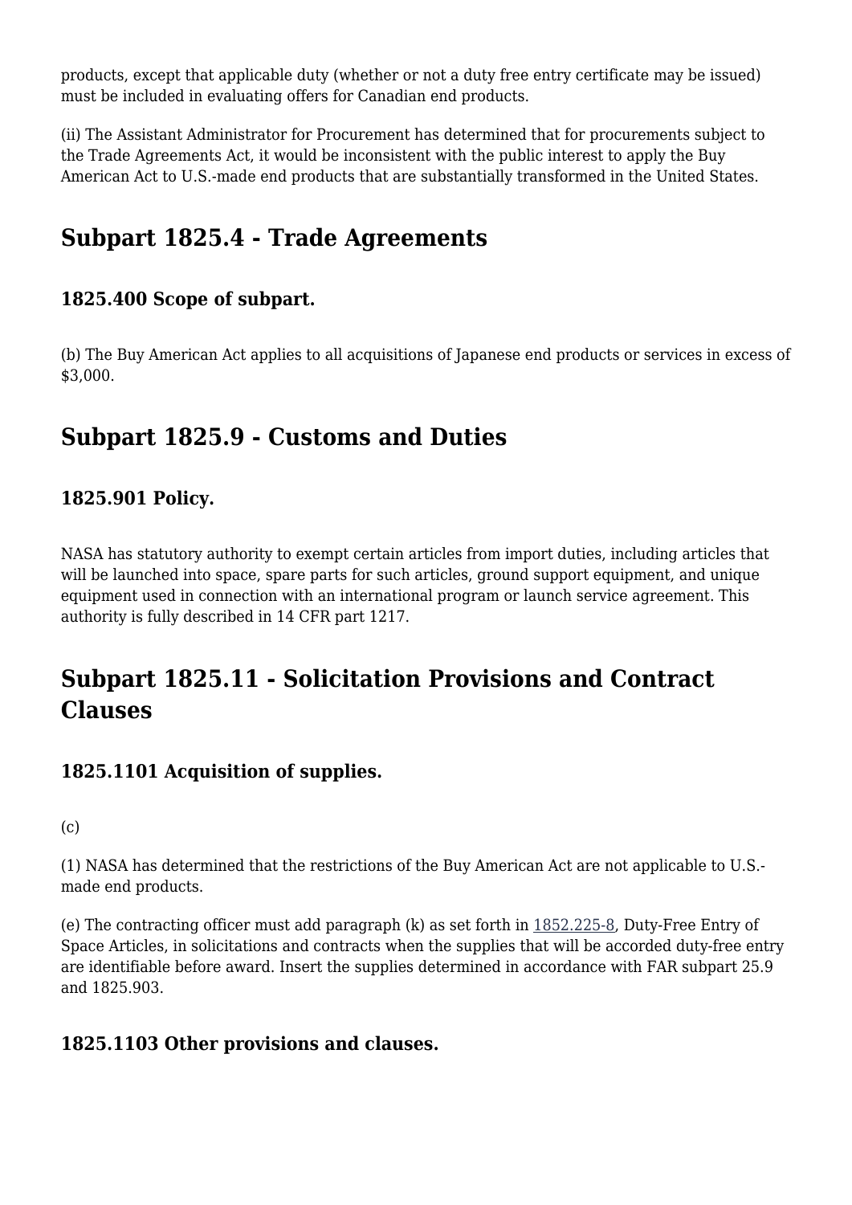products, except that applicable duty (whether or not a duty free entry certificate may be issued) must be included in evaluating offers for Canadian end products.

(ii) The Assistant Administrator for Procurement has determined that for procurements subject to the Trade Agreements Act, it would be inconsistent with the public interest to apply the Buy American Act to U.S.-made end products that are substantially transformed in the United States.

## Subpart 1825.4 - Trade Agreements

### 1825.400 Scope of subpart.

(b) The Buy American Act applies to all acquisitions of Japanese end products or services in excess of $3,000.

## Subpart 1825.9 - Customs and Duties

### 1825.901 Policy.

NASA has statutory authority to exempt certain articles from import duties, including articles that will be launched into space, spare parts for such articles, ground support equipment, and unique equipment used in connection with an international program or launch service agreement. This authority is fully described in 14 CFR part 1217.

## Subpart 1825.11 - Solicitation Provisions and Contract Clauses

### 1825.1101 Acquisition of supplies.

(c)

(1) NASA has determined that the restrictions of the Buy American Act are not applicable to U.S.-made end products.

(e) The contracting officer must add paragraph (k) as set forth in 1852.225-8, Duty-Free Entry of Space Articles, in solicitations and contracts when the supplies that will be accorded duty-free entry are identifiable before award. Insert the supplies determined in accordance with FAR subpart 25.9 and 1825.903.

### 1825.1103 Other provisions and clauses.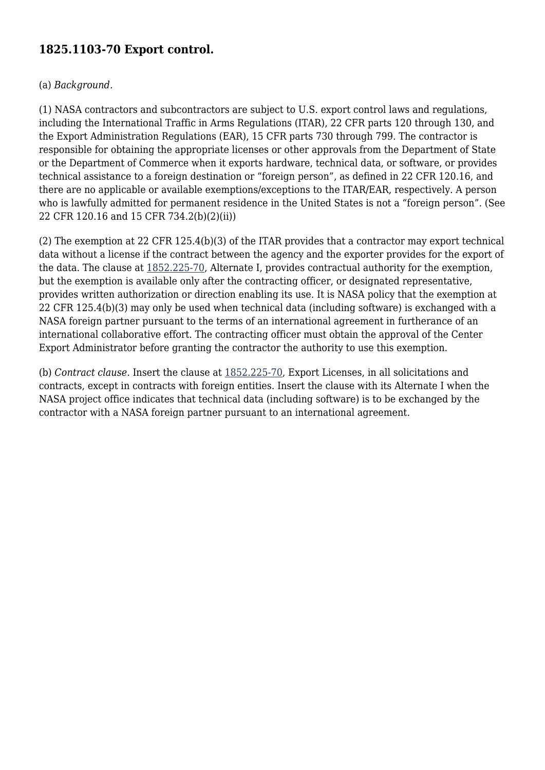## 1825.1103-70 Export control.

(a) *Background*.

(1) NASA contractors and subcontractors are subject to U.S. export control laws and regulations, including the International Traffic in Arms Regulations (ITAR), 22 CFR parts 120 through 130, and the Export Administration Regulations (EAR), 15 CFR parts 730 through 799. The contractor is responsible for obtaining the appropriate licenses or other approvals from the Department of State or the Department of Commerce when it exports hardware, technical data, or software, or provides technical assistance to a foreign destination or "foreign person", as defined in 22 CFR 120.16, and there are no applicable or available exemptions/exceptions to the ITAR/EAR, respectively. A person who is lawfully admitted for permanent residence in the United States is not a "foreign person". (See 22 CFR 120.16 and 15 CFR 734.2(b)(2)(ii))

(2) The exemption at 22 CFR 125.4(b)(3) of the ITAR provides that a contractor may export technical data without a license if the contract between the agency and the exporter provides for the export of the data. The clause at 1852.225-70, Alternate I, provides contractual authority for the exemption, but the exemption is available only after the contracting officer, or designated representative, provides written authorization or direction enabling its use. It is NASA policy that the exemption at 22 CFR 125.4(b)(3) may only be used when technical data (including software) is exchanged with a NASA foreign partner pursuant to the terms of an international agreement in furtherance of an international collaborative effort. The contracting officer must obtain the approval of the Center Export Administrator before granting the contractor the authority to use this exemption.

(b) *Contract clause*. Insert the clause at 1852.225-70, Export Licenses, in all solicitations and contracts, except in contracts with foreign entities. Insert the clause with its Alternate I when the NASA project office indicates that technical data (including software) is to be exchanged by the contractor with a NASA foreign partner pursuant to an international agreement.